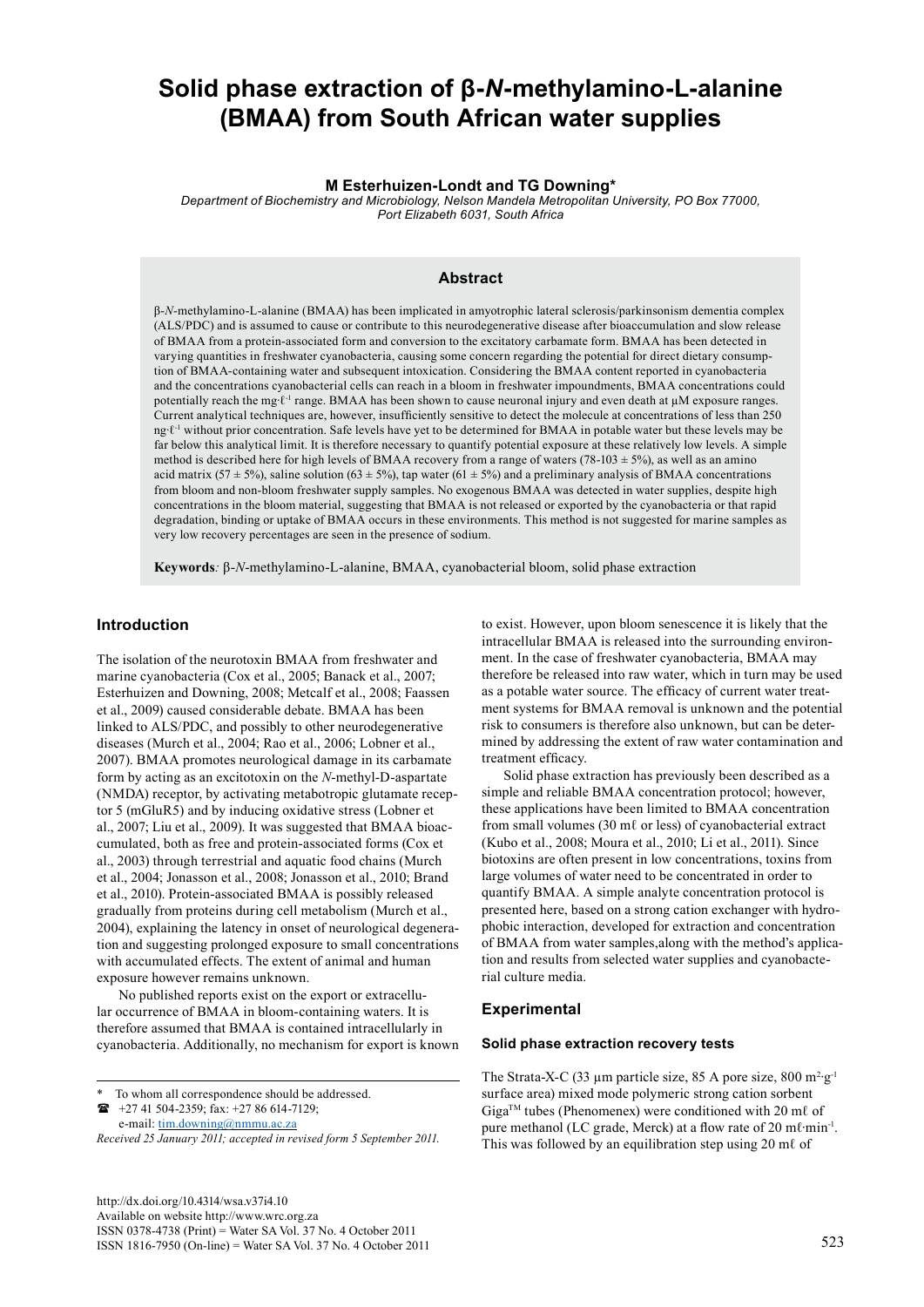# Solid phase extraction of β-*N*-methylamino-L-alanine (BMAA) from South African water supplies

**M Esterhuizen-Londt and TG Downing***

*Department of Biochemistry and Microbiology, Nelson Mandela Metropolitan University, PO Box 77000, Port Elizabeth 6031, South Africa*

## Abstract

β-*N*-methylamino-L-alanine (BMAA) has been implicated in amyotrophic lateral sclerosis/parkinsonism dementia complex (ALS/PDC) and is assumed to cause or contribute to this neurodegenerative disease after bioaccumulation and slow release of BMAA from a protein-associated form and conversion to the excitatory carbamate form. BMAA has been detected in varying quantities in freshwater cyanobacteria, causing some concern regarding the potential for direct dietary consumption of BMAA-containing water and subsequent intoxication. Considering the BMAA content reported in cyanobacteria and the concentrations cyanobacterial cells can reach in a bloom in freshwater impoundments, BMAA concentrations could potentially reach the mg·ℓ$^{-1}$ range. BMAA has been shown to cause neuronal injury and even death at µM exposure ranges. Current analytical techniques are, however, insufficiently sensitive to detect the molecule at concentrations of less than 250 ng·ℓ$^{-1}$ without prior concentration. Safe levels have yet to be determined for BMAA in potable water but these levels may be far below this analytical limit. It is therefore necessary to quantify potential exposure at these relatively low levels. A simple method is described here for high levels of BMAA recovery from a range of waters (78-103 ± 5%), as well as an amino acid matrix (57 ± 5%), saline solution (63 ± 5%), tap water (61 ± 5%) and a preliminary analysis of BMAA concentrations from bloom and non-bloom freshwater supply samples. No exogenous BMAA was detected in water supplies, despite high concentrations in the bloom material, suggesting that BMAA is not released or exported by the cyanobacteria or that rapid degradation, binding or uptake of BMAA occurs in these environments. This method is not suggested for marine samples as very low recovery percentages are seen in the presence of sodium.

**Keywords***:* β-*N*-methylamino-L-alanine, BMAA, cyanobacterial bloom, solid phase extraction

## Introduction

The isolation of the neurotoxin BMAA from freshwater and marine cyanobacteria (Cox et al., 2005; Banack et al., 2007; Esterhuizen and Downing, 2008; Metcalf et al., 2008; Faassen et al., 2009) caused considerable debate. BMAA has been linked to ALS/PDC, and possibly to other neurodegenerative diseases (Murch et al., 2004; Rao et al., 2006; Lobner et al., 2007). BMAA promotes neurological damage in its carbamate form by acting as an excitotoxin on the *N*-methyl-D-aspartate (NMDA) receptor, by activating metabotropic glutamate receptor 5 (mGluR5) and by inducing oxidative stress (Lobner et al., 2007; Liu et al., 2009). It was suggested that BMAA bioaccumulated, both as free and protein-associated forms (Cox et al., 2003) through terrestrial and aquatic food chains (Murch et al., 2004; Jonasson et al., 2008; Jonasson et al., 2010; Brand et al., 2010). Protein-associated BMAA is possibly released gradually from proteins during cell metabolism (Murch et al., 2004), explaining the latency in onset of neurological degeneration and suggesting prolonged exposure to small concentrations with accumulated effects. The extent of animal and human exposure however remains unknown.

No published reports exist on the export or extracellular occurrence of BMAA in bloom-containing waters. It is therefore assumed that BMAA is contained intracellularly in cyanobacteria. Additionally, no mechanism for export is known to exist. However, upon bloom senescence it is likely that the intracellular BMAA is released into the surrounding environment. In the case of freshwater cyanobacteria, BMAA may therefore be released into raw water, which in turn may be used as a potable water source. The efficacy of current water treatment systems for BMAA removal is unknown and the potential risk to consumers is therefore also unknown, but can be determined by addressing the extent of raw water contamination and treatment efficacy.

Solid phase extraction has previously been described as a simple and reliable BMAA concentration protocol; however, these applications have been limited to BMAA concentration from small volumes (30 mℓ or less) of cyanobacterial extract (Kubo et al., 2008; Moura et al., 2010; Li et al., 2011). Since biotoxins are often present in low concentrations, toxins from large volumes of water need to be concentrated in order to quantify BMAA. A simple analyte concentration protocol is presented here, based on a strong cation exchanger with hydrophobic interaction, developed for extraction and concentration of BMAA from water samples,along with the method's application and results from selected water supplies and cyanobacterial culture media.

## Experimental

### Solid phase extraction recovery tests

The Strata-X-C (33 µm particle size, 85 A pore size, 800 m$^2$·g$^{-1}$ surface area) mixed mode polymeric strong cation sorbent Giga™ tubes (Phenomenex) were conditioned with 20 mℓ of pure methanol (LC grade, Merck) at a flow rate of 20 mℓ·min$^{-1}$. This was followed by an equilibration step using 20 mℓ of

---

\* To whom all correspondence should be addressed.
☎ +27 41 504-2359; fax: +27 86 614-7129;
e-mail: tim.downing@nmmu.ac.za

*Received 25 January 2011; accepted in revised form 5 September 2011.*

http://dx.doi.org/10.4314/wsa.v37i4.10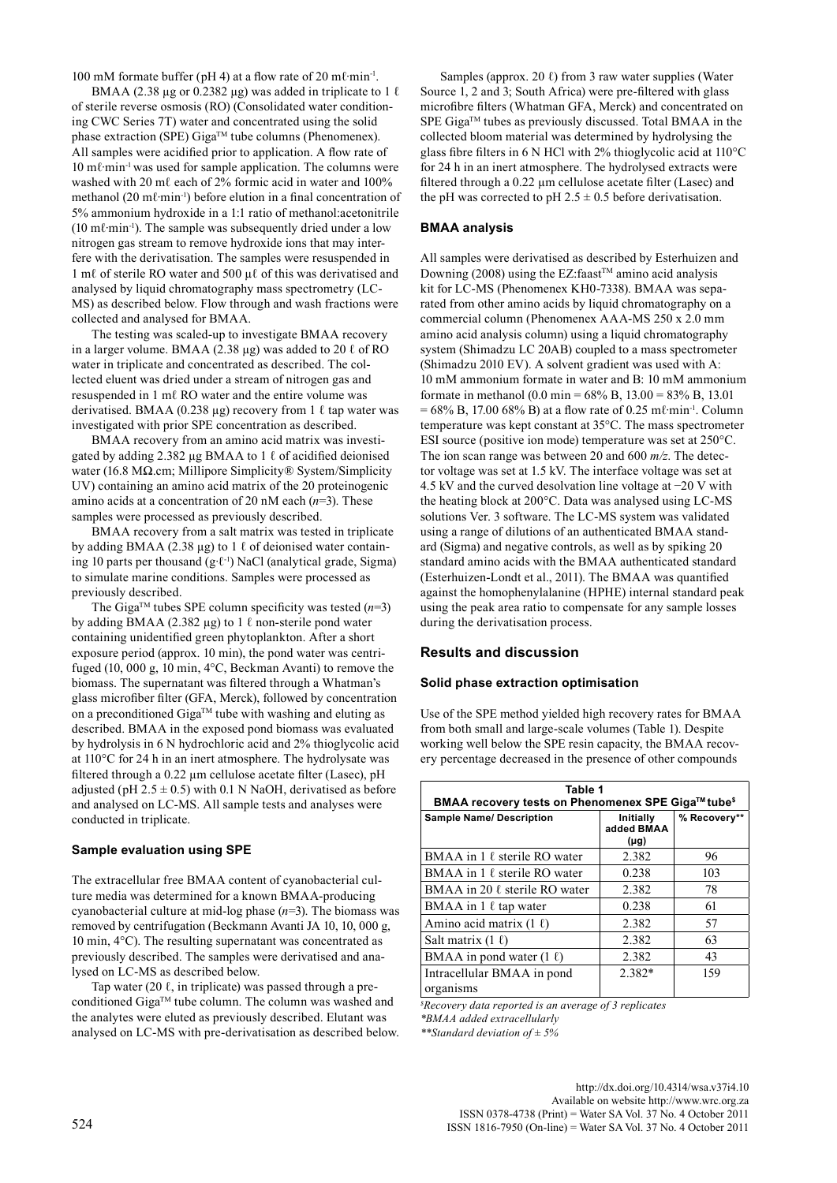100 mM formate buffer (pH 4) at a flow rate of 20 mℓ·min$^{-1}$.

BMAA (2.38 µg or 0.2382 µg) was added in triplicate to 1 ℓ of sterile reverse osmosis (RO) (Consolidated water conditioning CWC Series 7T) water and concentrated using the solid phase extraction (SPE) Giga™ tube columns (Phenomenex). All samples were acidified prior to application. A flow rate of 10 mℓ·min$^{-1}$ was used for sample application. The columns were washed with 20 mℓ each of 2% formic acid in water and 100% methanol (20 mℓ·min$^{-1}$) before elution in a final concentration of 5% ammonium hydroxide in a 1:1 ratio of methanol:acetonitrile (10 mℓ·min$^{-1}$). The sample was subsequently dried under a low nitrogen gas stream to remove hydroxide ions that may interfere with the derivatisation. The samples were resuspended in 1 mℓ of sterile RO water and 500 µℓ of this was derivatised and analysed by liquid chromatography mass spectrometry (LC-MS) as described below. Flow through and wash fractions were collected and analysed for BMAA.

The testing was scaled-up to investigate BMAA recovery in a larger volume. BMAA (2.38 µg) was added to 20 ℓ of RO water in triplicate and concentrated as described. The collected eluent was dried under a stream of nitrogen gas and resuspended in 1 mℓ RO water and the entire volume was derivatised. BMAA (0.238 µg) recovery from 1 ℓ tap water was investigated with prior SPE concentration as described.

BMAA recovery from an amino acid matrix was investigated by adding 2.382 µg BMAA to 1 ℓ of acidified deionised water (16.8 MΩ.cm; Millipore Simplicity® System/Simplicity UV) containing an amino acid matrix of the 20 proteinogenic amino acids at a concentration of 20 nM each ($n$=3). These samples were processed as previously described.

BMAA recovery from a salt matrix was tested in triplicate by adding BMAA (2.38 µg) to 1 ℓ of deionised water containing 10 parts per thousand (g·ℓ$^{-1}$) NaCl (analytical grade, Sigma) to simulate marine conditions. Samples were processed as previously described.

The Giga™ tubes SPE column specificity was tested ($n$=3) by adding BMAA (2.382 µg) to 1 ℓ non-sterile pond water containing unidentified green phytoplankton. After a short exposure period (approx. 10 min), the pond water was centrifuged (10, 000 g, 10 min, 4°C, Beckman Avanti) to remove the biomass. The supernatant was filtered through a Whatman's glass microfiber filter (GFA, Merck), followed by concentration on a preconditioned Giga™ tube with washing and eluting as described. BMAA in the exposed pond biomass was evaluated by hydrolysis in 6 N hydrochloric acid and 2% thioglycolic acid at 110°C for 24 h in an inert atmosphere. The hydrolysate was filtered through a 0.22 µm cellulose acetate filter (Lasec), pH adjusted (pH 2.5 ± 0.5) with 0.1 N NaOH, derivatised as before and analysed on LC-MS. All sample tests and analyses were conducted in triplicate.

### Sample evaluation using SPE

The extracellular free BMAA content of cyanobacterial culture media was determined for a known BMAA-producing cyanobacterial culture at mid-log phase ($n$=3). The biomass was removed by centrifugation (Beckmann Avanti JA 10, 10, 000 g, 10 min, 4°C). The resulting supernatant was concentrated as previously described. The samples were derivatised and analysed on LC-MS as described below.

Tap water (20 ℓ, in triplicate) was passed through a preconditioned Giga™ tube column. The column was washed and the analytes were eluted as previously described. Elutant was analysed on LC-MS with pre-derivatisation as described below.

Samples (approx. 20 ℓ) from 3 raw water supplies (Water Source 1, 2 and 3; South Africa) were pre-filtered with glass microfibre filters (Whatman GFA, Merck) and concentrated on SPE Giga™ tubes as previously discussed. Total BMAA in the collected bloom material was determined by hydrolysing the glass fibre filters in 6 N HCl with 2% thioglycolic acid at 110°C for 24 h in an inert atmosphere. The hydrolysed extracts were filtered through a 0.22 µm cellulose acetate filter (Lasec) and the pH was corrected to pH 2.5 ± 0.5 before derivatisation.

### BMAA analysis

All samples were derivatised as described by Esterhuizen and Downing (2008) using the EZ:faast™ amino acid analysis kit for LC-MS (Phenomenex KH0-7338). BMAA was separated from other amino acids by liquid chromatography on a commercial column (Phenomenex AAA-MS 250 x 2.0 mm amino acid analysis column) using a liquid chromatography system (Shimadzu LC 20AB) coupled to a mass spectrometer (Shimadzu 2010 EV). A solvent gradient was used with A: 10 mM ammonium formate in water and B: 10 mM ammonium formate in methanol (0.0 min = 68% B, 13.00 = 83% B, 13.01 = 68% B, 17.00 68% B) at a flow rate of 0.25 mℓ·min$^{-1}$. Column temperature was kept constant at 35°C. The mass spectrometer ESI source (positive ion mode) temperature was set at 250°C. The ion scan range was between 20 and 600 $m/z$. The detector voltage was set at 1.5 kV. The interface voltage was set at 4.5 kV and the curved desolvation line voltage at −20 V with the heating block at 200°C. Data was analysed using LC-MS solutions Ver. 3 software. The LC-MS system was validated using a range of dilutions of an authenticated BMAA standard (Sigma) and negative controls, as well as by spiking 20 standard amino acids with the BMAA authenticated standard (Esterhuizen-Londt et al., 2011). The BMAA was quantified against the homophenylalanine (HPHE) internal standard peak using the peak area ratio to compensate for any sample losses during the derivatisation process.

## Results and discussion

### Solid phase extraction optimisation

Use of the SPE method yielded high recovery rates for BMAA from both small and large-scale volumes (Table 1). Despite working well below the SPE resin capacity, the BMAA recovery percentage decreased in the presence of other compounds

**Table 1**
**BMAA recovery tests on Phenomenex SPE Giga™ tube$^{\$}$**

| Sample Name/ Description | Initially added BMAA (µg) | % Recovery** |
|---|---|---|
| BMAA in 1 ℓ sterile RO water | 2.382 | 96 |
| BMAA in 1 ℓ sterile RO water | 0.238 | 103 |
| BMAA in 20 ℓ sterile RO water | 2.382 | 78 |
| BMAA in 1 ℓ tap water | 0.238 | 61 |
| Amino acid matrix (1 ℓ) | 2.382 | 57 |
| Salt matrix (1 ℓ) | 2.382 | 63 |
| BMAA in pond water (1 ℓ) | 2.382 | 43 |
| Intracellular BMAA in pond organisms | 2.382* | 159 |

*$^{\$}$Recovery data reported is an average of 3 replicates*
*\*BMAA added extracellularly*
*\*\*Standard deviation of ± 5%*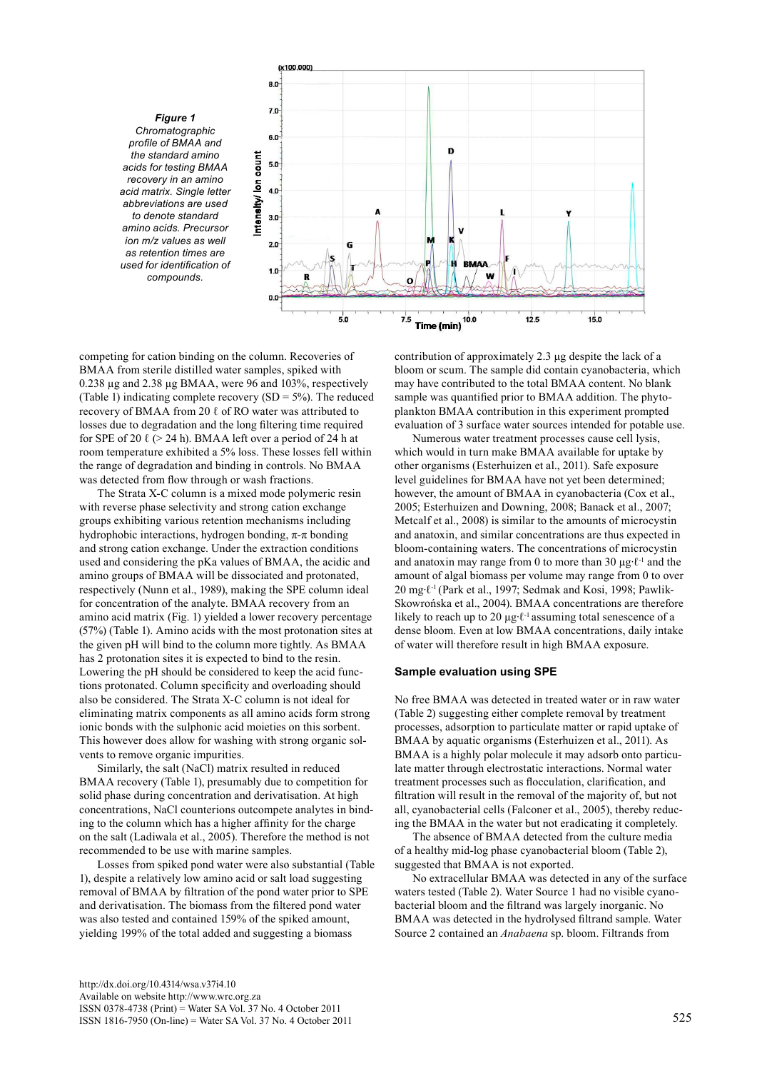*Figure 1*
*Chromatographic profile of BMAA and the standard amino acids for testing BMAA recovery in an amino acid matrix. Single letter abbreviations are used to denote standard amino acids. Precursor ion m/z values as well as retention times are used for identification of compounds.*

competing for cation binding on the column. Recoveries of BMAA from sterile distilled water samples, spiked with 0.238 µg and 2.38 µg BMAA, were 96 and 103%, respectively (Table 1) indicating complete recovery (SD = 5%). The reduced recovery of BMAA from 20 ℓ of RO water was attributed to losses due to degradation and the long filtering time required for SPE of 20 ℓ (> 24 h). BMAA left over a period of 24 h at room temperature exhibited a 5% loss. These losses fell within the range of degradation and binding in controls. No BMAA was detected from flow through or wash fractions.

The Strata X-C column is a mixed mode polymeric resin with reverse phase selectivity and strong cation exchange groups exhibiting various retention mechanisms including hydrophobic interactions, hydrogen bonding, π-π bonding and strong cation exchange. Under the extraction conditions used and considering the pKa values of BMAA, the acidic and amino groups of BMAA will be dissociated and protonated, respectively (Nunn et al., 1989), making the SPE column ideal for concentration of the analyte. BMAA recovery from an amino acid matrix (Fig. 1) yielded a lower recovery percentage (57%) (Table 1). Amino acids with the most protonation sites at the given pH will bind to the column more tightly. As BMAA has 2 protonation sites it is expected to bind to the resin. Lowering the pH should be considered to keep the acid functions protonated. Column specificity and overloading should also be considered. The Strata X-C column is not ideal for eliminating matrix components as all amino acids form strong ionic bonds with the sulphonic acid moieties on this sorbent. This however does allow for washing with strong organic solvents to remove organic impurities.

Similarly, the salt (NaCl) matrix resulted in reduced BMAA recovery (Table 1), presumably due to competition for solid phase during concentration and derivatisation. At high concentrations, NaCl counterions outcompete analytes in binding to the column which has a higher affinity for the charge on the salt (Ladiwala et al., 2005). Therefore the method is not recommended to be use with marine samples.

Losses from spiked pond water were also substantial (Table 1), despite a relatively low amino acid or salt load suggesting removal of BMAA by filtration of the pond water prior to SPE and derivatisation. The biomass from the filtered pond water was also tested and contained 159% of the spiked amount, yielding 199% of the total added and suggesting a biomass contribution of approximately 2.3 µg despite the lack of a bloom or scum. The sample did contain cyanobacteria, which may have contributed to the total BMAA content. No blank sample was quantified prior to BMAA addition. The phytoplankton BMAA contribution in this experiment prompted evaluation of 3 surface water sources intended for potable use.

Numerous water treatment processes cause cell lysis, which would in turn make BMAA available for uptake by other organisms (Esterhuizen et al., 2011). Safe exposure level guidelines for BMAA have not yet been determined; however, the amount of BMAA in cyanobacteria (Cox et al., 2005; Esterhuizen and Downing, 2008; Banack et al., 2007; Metcalf et al., 2008) is similar to the amounts of microcystin and anatoxin, and similar concentrations are thus expected in bloom-containing waters. The concentrations of microcystin and anatoxin may range from 0 to more than 30 µg·ℓ$^{-1}$ and the amount of algal biomass per volume may range from 0 to over 20 mg·ℓ$^{-1}$ (Park et al., 1997; Sedmak and Kosi, 1998; Pawlik-Skowrońska et al., 2004). BMAA concentrations are therefore likely to reach up to 20 µg·ℓ$^{-1}$ assuming total senescence of a dense bloom. Even at low BMAA concentrations, daily intake of water will therefore result in high BMAA exposure.

### Sample evaluation using SPE

No free BMAA was detected in treated water or in raw water (Table 2) suggesting either complete removal by treatment processes, adsorption to particulate matter or rapid uptake of BMAA by aquatic organisms (Esterhuizen et al., 2011). As BMAA is a highly polar molecule it may adsorb onto particulate matter through electrostatic interactions. Normal water treatment processes such as flocculation, clarification, and filtration will result in the removal of the majority of, but not all, cyanobacterial cells (Falconer et al., 2005), thereby reducing the BMAA in the water but not eradicating it completely.

The absence of BMAA detected from the culture media of a healthy mid-log phase cyanobacterial bloom (Table 2), suggested that BMAA is not exported.

No extracellular BMAA was detected in any of the surface waters tested (Table 2). Water Source 1 had no visible cyanobacterial bloom and the filtrand was largely inorganic. No BMAA was detected in the hydrolysed filtrand sample. Water Source 2 contained an *Anabaena* sp. bloom. Filtrands from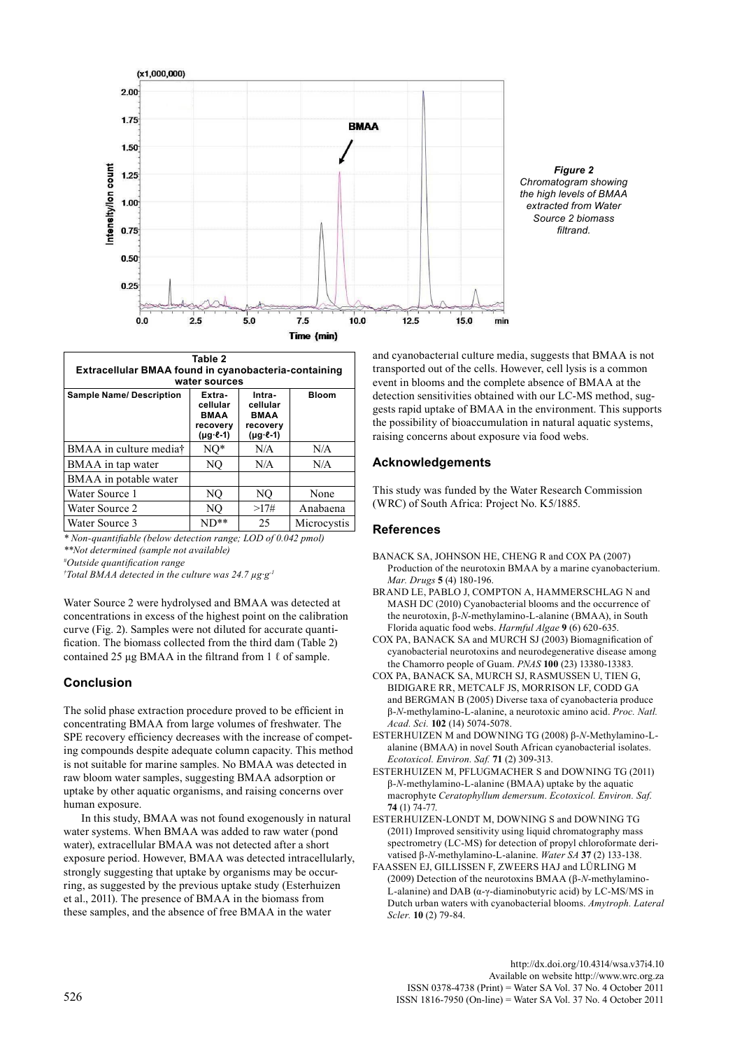*Figure 2*
*Chromatogram showing the high levels of BMAA extracted from Water Source 2 biomass filtrand.*

**Table 2**
**Extracellular BMAA found in cyanobacteria-containing water sources**

| Sample Name/ Description | Extra-cellular BMAA recovery (µg·ℓ-1) | Intra-cellular BMAA recovery (µg·ℓ-1) | Bloom |
|---|---|---|---|
| BMAA in culture media† | NQ* | N/A | N/A |
| BMAA in tap water | NQ | N/A | N/A |
| BMAA in potable water | | | |
| Water Source 1 | NQ | NQ | None |
| Water Source 2 | NQ | >17# | Anabaena |
| Water Source 3 | ND** | 25 | Microcystis |

*\* Non-quantifiable (below detection range; LOD of 0.042 pmol)*
*\*\*Not determined (sample not available)*
*#Outside quantification range*
*†Total BMAA detected in the culture was 24.7 µg·g-1*

Water Source 2 were hydrolysed and BMAA was detected at concentrations in excess of the highest point on the calibration curve (Fig. 2). Samples were not diluted for accurate quantification. The biomass collected from the third dam (Table 2) contained 25 µg BMAA in the filtrand from 1 ℓ of sample.

## Conclusion

The solid phase extraction procedure proved to be efficient in concentrating BMAA from large volumes of freshwater. The SPE recovery efficiency decreases with the increase of competing compounds despite adequate column capacity. This method is not suitable for marine samples. No BMAA was detected in raw bloom water samples, suggesting BMAA adsorption or uptake by other aquatic organisms, and raising concerns over human exposure.

In this study, BMAA was not found exogenously in natural water systems. When BMAA was added to raw water (pond water), extracellular BMAA was not detected after a short exposure period. However, BMAA was detected intracellularly, strongly suggesting that uptake by organisms may be occurring, as suggested by the previous uptake study (Esterhuizen et al., 2011). The presence of BMAA in the biomass from these samples, and the absence of free BMAA in the water and cyanobacterial culture media, suggests that BMAA is not transported out of the cells. However, cell lysis is a common event in blooms and the complete absence of BMAA at the detection sensitivities obtained with our LC-MS method, suggests rapid uptake of BMAA in the environment. This supports the possibility of bioaccumulation in natural aquatic systems, raising concerns about exposure via food webs.

## Acknowledgements

This study was funded by the Water Research Commission (WRC) of South Africa: Project No. K5/1885.

## References

BANACK SA, JOHNSON HE, CHENG R and COX PA (2007) Production of the neurotoxin BMAA by a marine cyanobacterium. *Mar. Drugs* **5** (4) 180-196.

BRAND LE, PABLO J, COMPTON A, HAMMERSCHLAG N and MASH DC (2010) Cyanobacterial blooms and the occurrence of the neurotoxin, β-*N*-methylamino-L-alanine (BMAA), in South Florida aquatic food webs. *Harmful Algae* **9** (6) 620-635.

COX PA, BANACK SA and MURCH SJ (2003) Biomagnification of cyanobacterial neurotoxins and neurodegenerative disease among the Chamorro people of Guam. *PNAS* **100** (23) 13380-13383.

COX PA, BANACK SA, MURCH SJ, RASMUSSEN U, TIEN G, BIDIGARE RR, METCALF JS, MORRISON LF, CODD GA and BERGMAN B (2005) Diverse taxa of cyanobacteria produce β-*N*-methylamino-L-alanine, a neurotoxic amino acid. *Proc. Natl. Acad. Sci.* **102** (14) 5074-5078.

ESTERHUIZEN M and DOWNING TG (2008) β-*N*-Methylamino-L-alanine (BMAA) in novel South African cyanobacterial isolates. *Ecotoxicol. Environ. Saf.* **71** (2) 309-313.

ESTERHUIZEN M, PFLUGMACHER S and DOWNING TG (2011) β-*N*-methylamino-L-alanine (BMAA) uptake by the aquatic macrophyte *Ceratophyllum demersum*. *Ecotoxicol. Environ. Saf.* **74** (1) 74-77.

ESTERHUIZEN-LONDT M, DOWNING S and DOWNING TG (2011) Improved sensitivity using liquid chromatography mass spectrometry (LC-MS) for detection of propyl chloroformate derivatised β-*N*-methylamino-L-alanine. *Water SA* **37** (2) 133-138.

FAASSEN EJ, GILLISSEN F, ZWEERS HAJ and LÜRLING M (2009) Detection of the neurotoxins BMAA (β-*N*-methylamino-L-alanine) and DAB (α-γ-diaminobutyric acid) by LC-MS/MS in Dutch urban waters with cyanobacterial blooms. *Amytroph. Lateral Scler.* **10** (2) 79-84.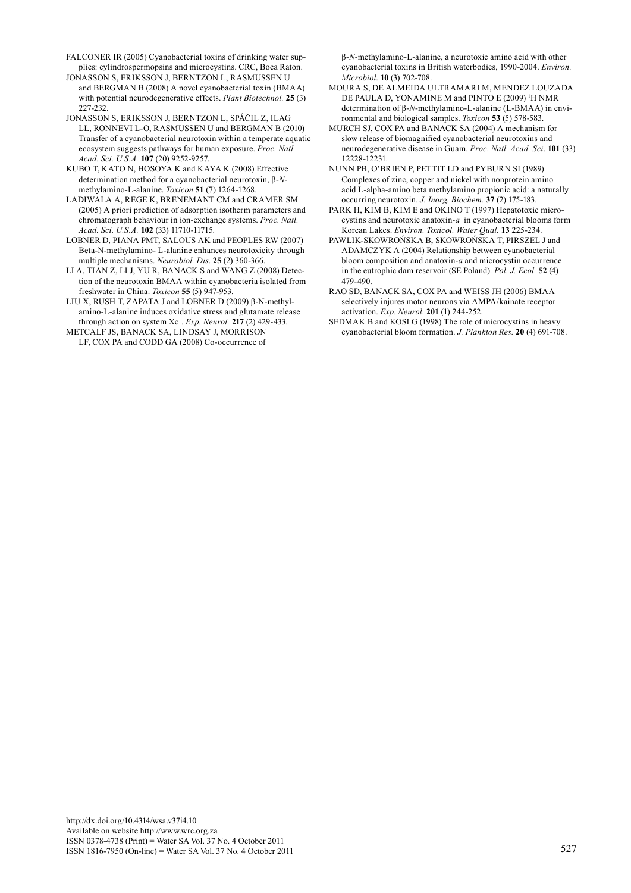FALCONER IR (2005) Cyanobacterial toxins of drinking water supplies: cylindrospermopsins and microcystins. CRC, Boca Raton.

JONASSON S, ERIKSSON J, BERNTZON L, RASMUSSEN U and BERGMAN B (2008) A novel cyanobacterial toxin (BMAA) with potential neurodegenerative effects. *Plant Biotechnol.* **25** (3) 227-232.

JONASSON S, ERIKSSON J, BERNTZON L, SPÁČIL Z, ILAG LL, RONNEVI L-O, RASMUSSEN U and BERGMAN B (2010) Transfer of a cyanobacterial neurotoxin within a temperate aquatic ecosystem suggests pathways for human exposure. *Proc. Natl. Acad. Sci. U.S.A.* **107** (20) 9252-9257.

KUBO T, KATO N, HOSOYA K and KAYA K (2008) Effective determination method for a cyanobacterial neurotoxin, β-*N*-methylamino-L-alanine. *Toxicon* **51** (7) 1264-1268.

LADIWALA A, REGE K, BRENEMANT CM and CRAMER SM (2005) A priori prediction of adsorption isotherm parameters and chromatograph behaviour in ion-exchange systems. *Proc. Natl. Acad. Sci. U.S.A.* **102** (33) 11710-11715.

LOBNER D, PIANA PMT, SALOUS AK and PEOPLES RW (2007) Beta-N-methylamino- L-alanine enhances neurotoxicity through multiple mechanisms. *Neurobiol. Dis*. **25** (2) 360-366.

LI A, TIAN Z, LI J, YU R, BANACK S and WANG Z (2008) Detection of the neurotoxin BMAA within cyanobacteria isolated from freshwater in China. *Toxicon* **55** (5) 947-953.

LIU X, RUSH T, ZAPATA J and LOBNER D (2009) β-N-methylamino-L-alanine induces oxidative stress and glutamate release through action on system $Xc^{-}$. *Exp. Neurol.* **217** (2) 429-433.

METCALF JS, BANACK SA, LINDSAY J, MORRISON LF, COX PA and CODD GA (2008) Co-occurrence of β-*N*-methylamino-L-alanine, a neurotoxic amino acid with other cyanobacterial toxins in British waterbodies, 1990-2004. *Environ. Microbiol.* **10** (3) 702-708.

MOURA S, DE ALMEIDA ULTRAMARI M, MENDEZ LOUZADA DE PAULA D, YONAMINE M and PINTO E (2009) $^{1}$H NMR determination of β-*N*-methylamino-L-alanine (L-BMAA) in environmental and biological samples. *Toxicon* **53** (5) 578-583.

MURCH SJ, COX PA and BANACK SA (2004) A mechanism for slow release of biomagnified cyanobacterial neurotoxins and neurodegenerative disease in Guam. *Proc. Natl. Acad. Sci*. **101** (33) 12228-12231.

NUNN PB, O'BRIEN P, PETTIT LD and PYBURN SI (1989) Complexes of zinc, copper and nickel with nonprotein amino acid L-alpha-amino beta methylamino propionic acid: a naturally occurring neurotoxin. *J. Inorg. Biochem*. **37** (2) 175-183.

PARK H, KIM B, KIM E and OKINO T (1997) Hepatotoxic microcystins and neurotoxic anatoxin-*a* in cyanobacterial blooms form Korean Lakes. *Environ. Toxicol. Water Qual.* **13** 225-234.

PAWLIK-SKOWROŃSKA B, SKOWROŃSKA T, PIRSZEL J and ADAMCZYK A (2004) Relationship between cyanobacterial bloom composition and anatoxin-*a* and microcystin occurrence in the eutrophic dam reservoir (SE Poland). *Pol. J. Ecol.* **52** (4) 479-490.

RAO SD, BANACK SA, COX PA and WEISS JH (2006) BMAA selectively injures motor neurons via AMPA/kainate receptor activation. *Exp. Neurol*. **201** (1) 244-252.

SEDMAK B and KOSI G (1998) The role of microcystins in heavy cyanobacterial bloom formation. *J. Plankton Res.* **20** (4) 691-708.